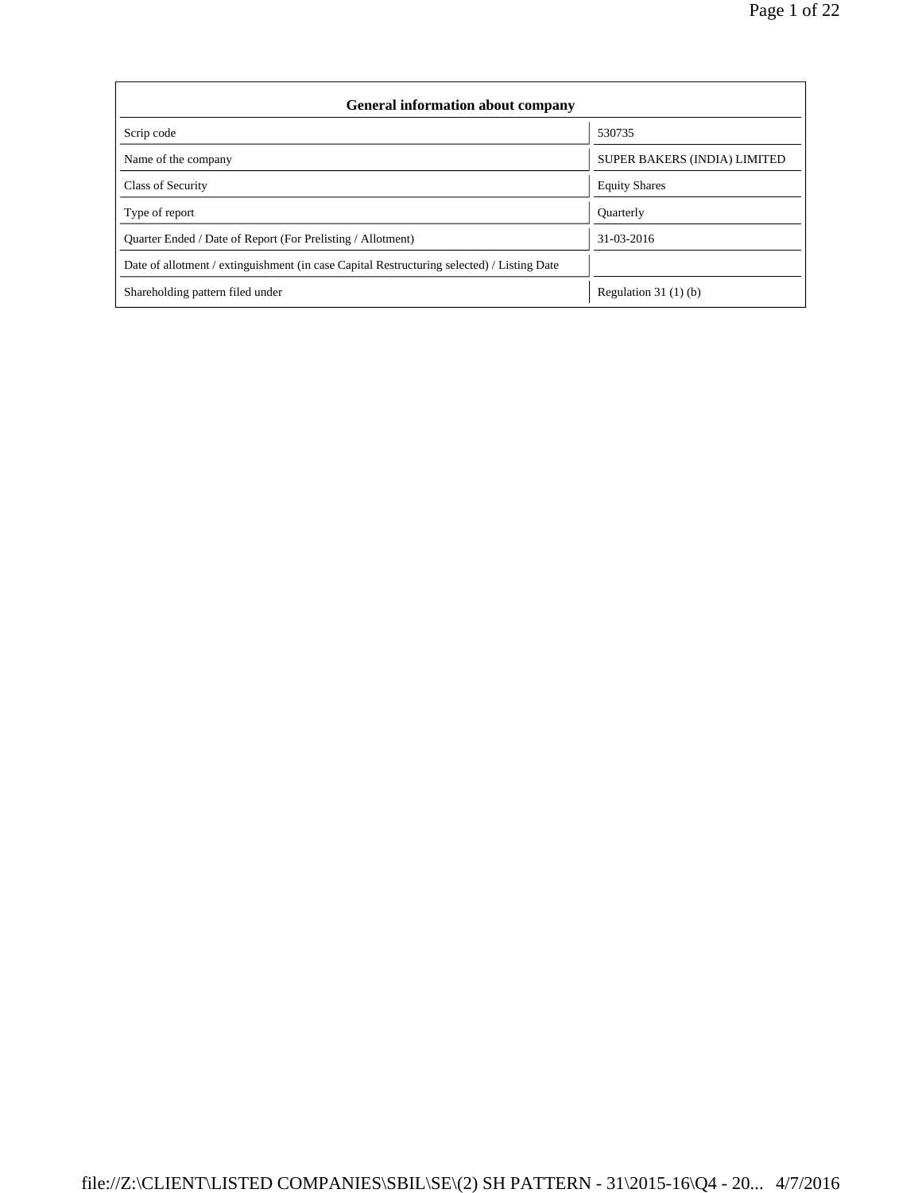| General information about company | |
|---|---|
| Scrip code | 530735 |
| Name of the company | SUPER BAKERS (INDIA) LIMITED |
| Class of Security | Equity Shares |
| Type of report | Quarterly |
| Quarter Ended / Date of Report (For Prelisting / Allotment) | 31-03-2016 |
| Date of allotment / extinguishment (in case Capital Restructuring selected) / Listing Date | |
| Shareholding pattern filed under | Regulation 31 (1) (b) |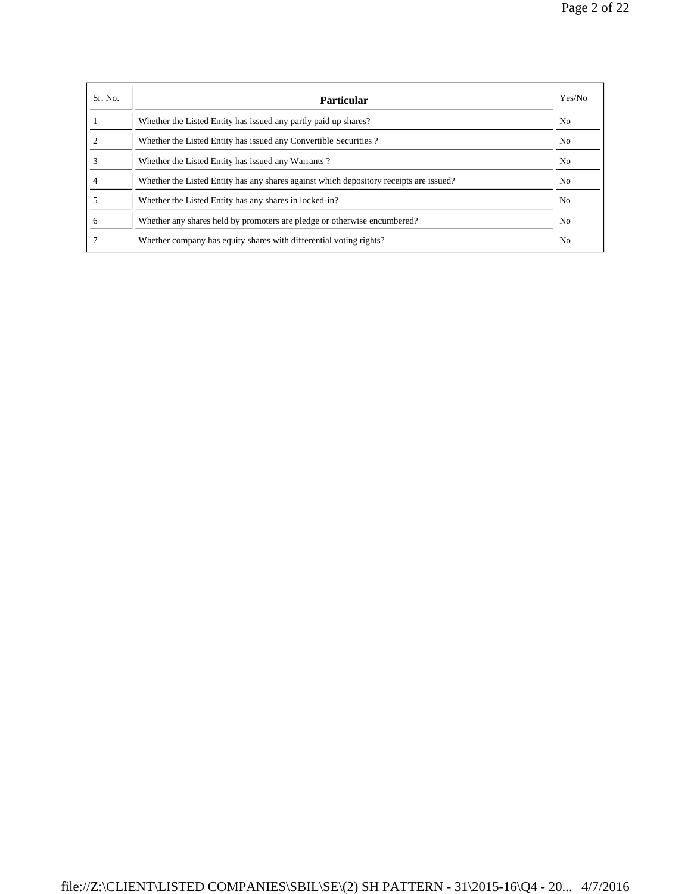| Sr. No. | Particular | Yes/No |
| --- | --- | --- |
| 1 | Whether the Listed Entity has issued any partly paid up shares? | No |
| 2 | Whether the Listed Entity has issued any Convertible Securities ? | No |
| 3 | Whether the Listed Entity has issued any Warrants ? | No |
| 4 | Whether the Listed Entity has any shares against which depository receipts are issued? | No |
| 5 | Whether the Listed Entity has any shares in locked-in? | No |
| 6 | Whether any shares held by promoters are pledge or otherwise encumbered? | No |
| 7 | Whether company has equity shares with differential voting rights? | No |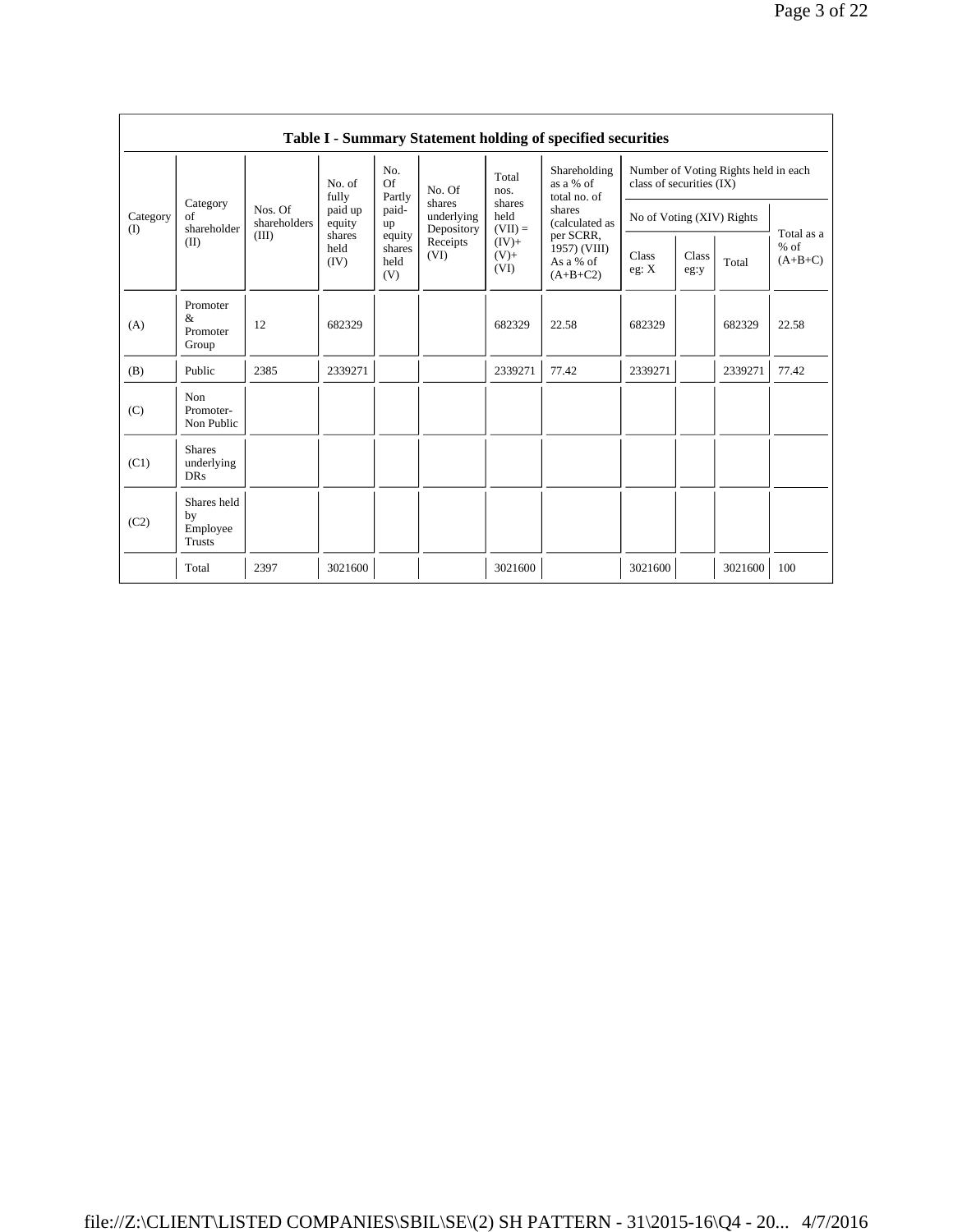| Table I - Summary Statement holding of specified securities | | | | | | | | | | | | |
|---|---|---|---|---|---|---|---|---|---|---|---|---|
| Category (I) | Category of shareholder (II) | Nos. Of shareholders (III) | No. of fully paid up equity shares held (IV) | No. Of Partly paid-up equity shares held (V) | No. Of shares underlying Depository Receipts (VI) | Total nos. shares held (VII) = (IV)+ (V)+ (VI) | Shareholding as a % of total no. of shares (calculated as per SCRR, 1957) (VIII) As a % of (A+B+C2) | Number of Voting Rights held in each class of securities (IX) | | | |
| | | | | | | | | No of Voting (XIV) Rights | | | Total as a % of (A+B+C) |
| | | | | | | | | Class eg: X | Class eg:y | Total | |
| (A) | Promoter & Promoter Group | 12 | 682329 | | | 682329 | 22.58 | 682329 | | 682329 | 22.58 |
| (B) | Public | 2385 | 2339271 | | | 2339271 | 77.42 | 2339271 | | 2339271 | 77.42 |
| (C) | Non Promoter- Non Public | | | | | | | | | | |
| (C1) | Shares underlying DRs | | | | | | | | | | |
| (C2) | Shares held by Employee Trusts | | | | | | | | | | |
| | Total | 2397 | 3021600 | | | 3021600 | | 3021600 | | 3021600 | 100 |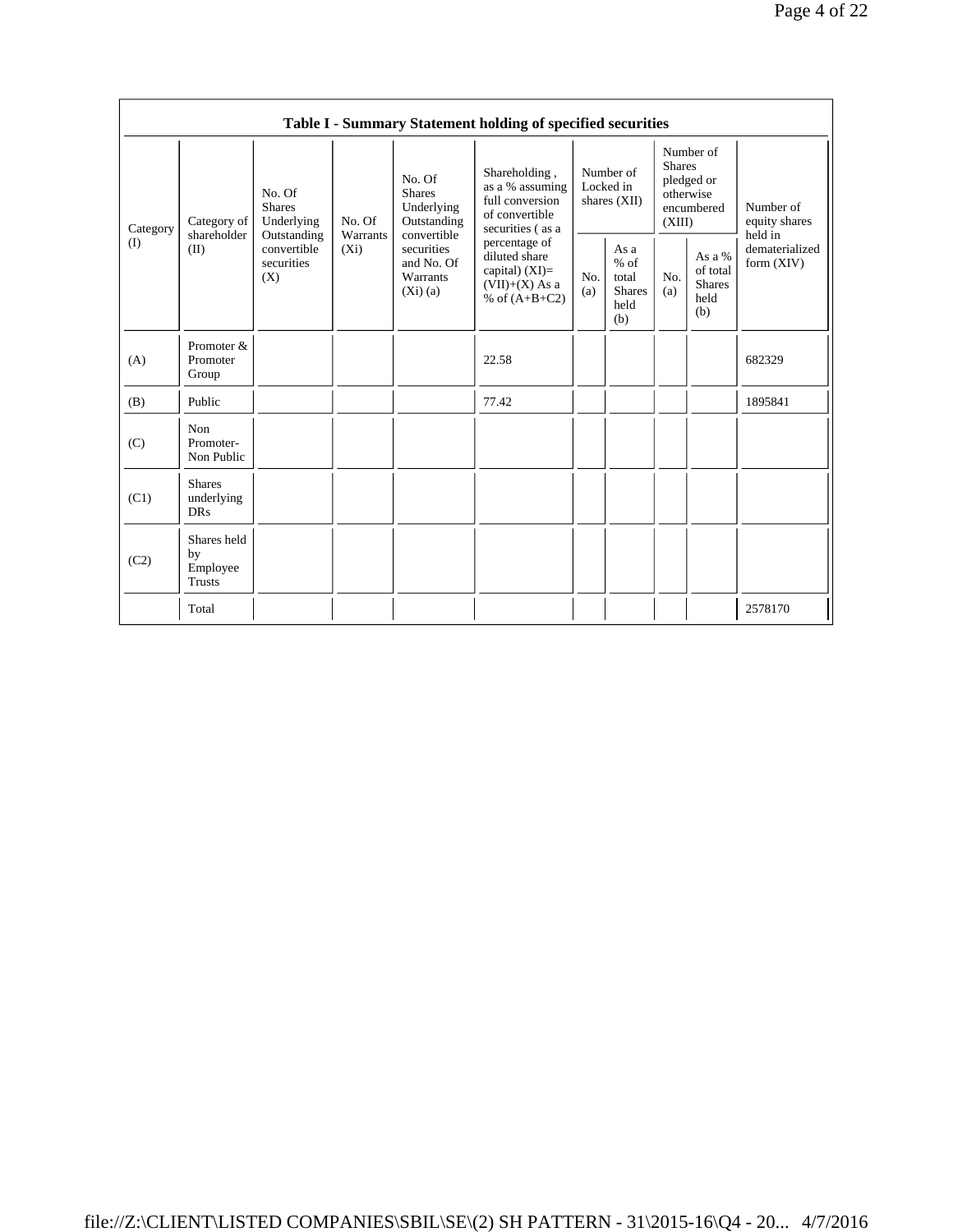**Table I - Summary Statement holding of specified securities**

| Category (I) | Category of shareholder (II) | No. Of Shares Underlying Outstanding convertible securities (X) | No. Of Warrants (Xi) | No. Of Shares Underlying Outstanding convertible securities and No. Of Warrants (Xi) (a) | Shareholding , as a % assuming full conversion of convertible securities ( as a percentage of diluted share capital) (XI)= (VII)+(X) As a % of (A+B+C2) | Number of Locked in shares (XII) | | Number of Shares pledged or otherwise encumbered (XIII) | | Number of equity shares held in dematerialized form (XIV) |
|---|---|---|---|---|---|---|---|---|---|---|
| | | | | | | No. (a) | As a % of total Shares held (b) | No. (a) | As a % of total Shares held (b) | |
| (A) | Promoter & Promoter Group | | | | 22.58 | | | | | 682329 |
| (B) | Public | | | | 77.42 | | | | | 1895841 |
| (C) | Non Promoter- Non Public | | | | | | | | | |
| (C1) | Shares underlying DRs | | | | | | | | | |
| (C2) | Shares held by Employee Trusts | | | | | | | | | |
| | Total | | | | | | | | | 2578170 |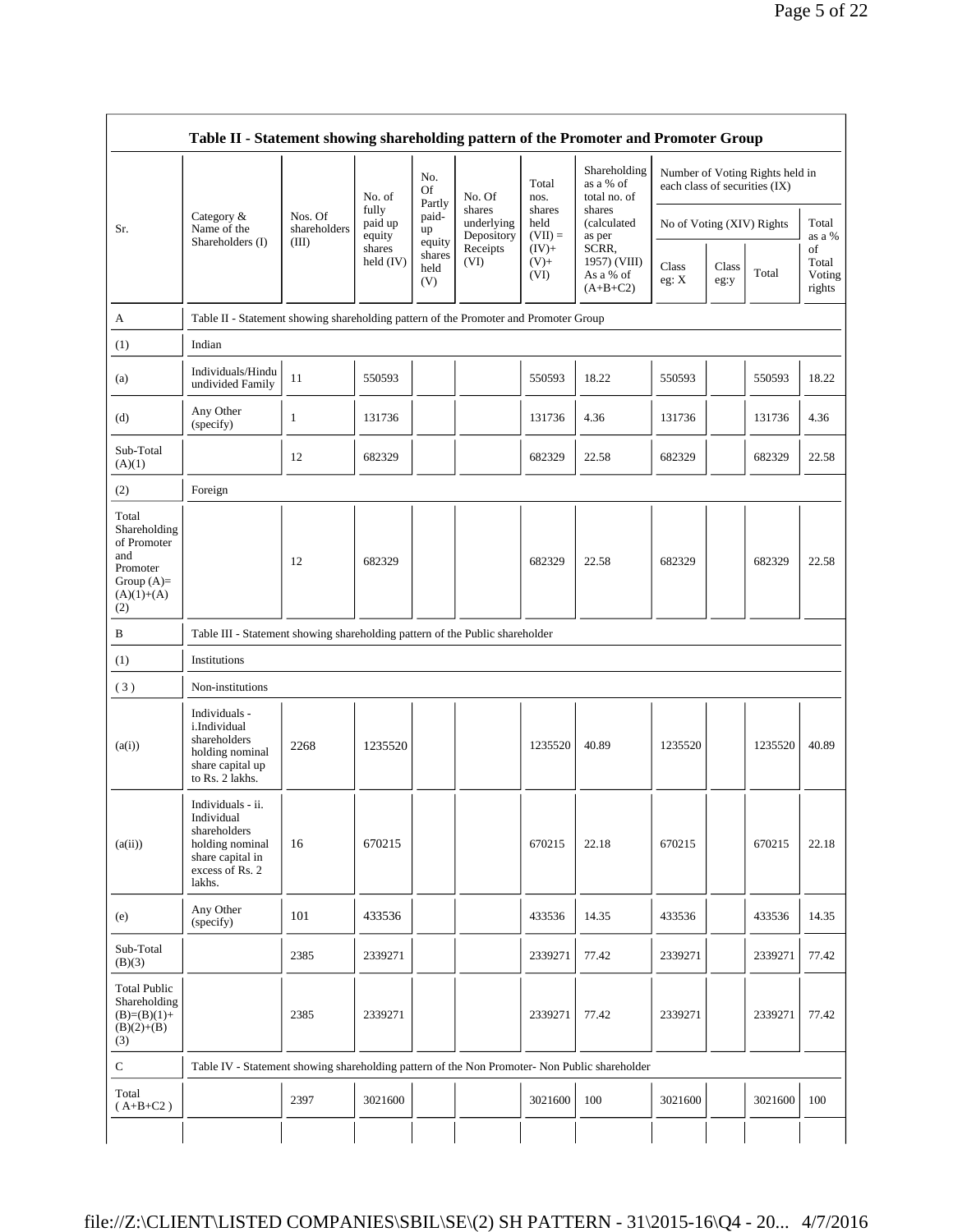## Table II - Statement showing shareholding pattern of the Promoter and Promoter Group

| Sr. | Category & Name of the Shareholders (I) | Nos. Of shareholders (III) | No. of fully paid up equity shares held (IV) | No. Of Partly paid-up equity shares held (V) | No. Of shares underlying Depository Receipts (VI) | Total nos. shares held (VII) = (IV)+ (V)+ (VI) | Shareholding as a % of total no. of shares (calculated as per SCRR, 1957) (VIII) As a % of (A+B+C2) | Number of Voting Rights held in each class of securities (IX) | | | |
|---|---|---|---|---|---|---|---|---|---|---|---|
| | | | | | | | | No of Voting (XIV) Rights | | | Total as a % of Total Voting rights |
| | | | | | | | | Class eg: X | Class eg:y | Total | |
| A | Table II - Statement showing shareholding pattern of the Promoter and Promoter Group | | | | | | | | | | |
| (1) | Indian | | | | | | | | | | |
| (a) | Individuals/Hindu undivided Family | 11 | 550593 | | | 550593 | 18.22 | 550593 | | 550593 | 18.22 |
| (d) | Any Other (specify) | 1 | 131736 | | | 131736 | 4.36 | 131736 | | 131736 | 4.36 |
| Sub-Total (A)(1) | | 12 | 682329 | | | 682329 | 22.58 | 682329 | | 682329 | 22.58 |
| (2) | Foreign | | | | | | | | | | |
| Total Shareholding of Promoter and Promoter Group (A)= (A)(1)+(A)(2) | | 12 | 682329 | | | 682329 | 22.58 | 682329 | | 682329 | 22.58 |
| B | Table III - Statement showing shareholding pattern of the Public shareholder | | | | | | | | | | |
| (1) | Institutions | | | | | | | | | | |
| (3) | Non-institutions | | | | | | | | | | |
| (a(i)) | Individuals - i.Individual shareholders holding nominal share capital up to Rs. 2 lakhs. | 2268 | 1235520 | | | 1235520 | 40.89 | 1235520 | | 1235520 | 40.89 |
| (a(ii)) | Individuals - ii. Individual shareholders holding nominal share capital in excess of Rs. 2 lakhs. | 16 | 670215 | | | 670215 | 22.18 | 670215 | | 670215 | 22.18 |
| (e) | Any Other (specify) | 101 | 433536 | | | 433536 | 14.35 | 433536 | | 433536 | 14.35 |
| Sub-Total (B)(3) | | 2385 | 2339271 | | | 2339271 | 77.42 | 2339271 | | 2339271 | 77.42 |
| Total Public Shareholding (B)=(B)(1)+(B)(2)+(B)(3) | | 2385 | 2339271 | | | 2339271 | 77.42 | 2339271 | | 2339271 | 77.42 |
| C | Table IV - Statement showing shareholding pattern of the Non Promoter- Non Public shareholder | | | | | | | | | | |
| Total (A+B+C2) | | 2397 | 3021600 | | | 3021600 | 100 | 3021600 | | 3021600 | 100 |
| | | | | | | | | | | | |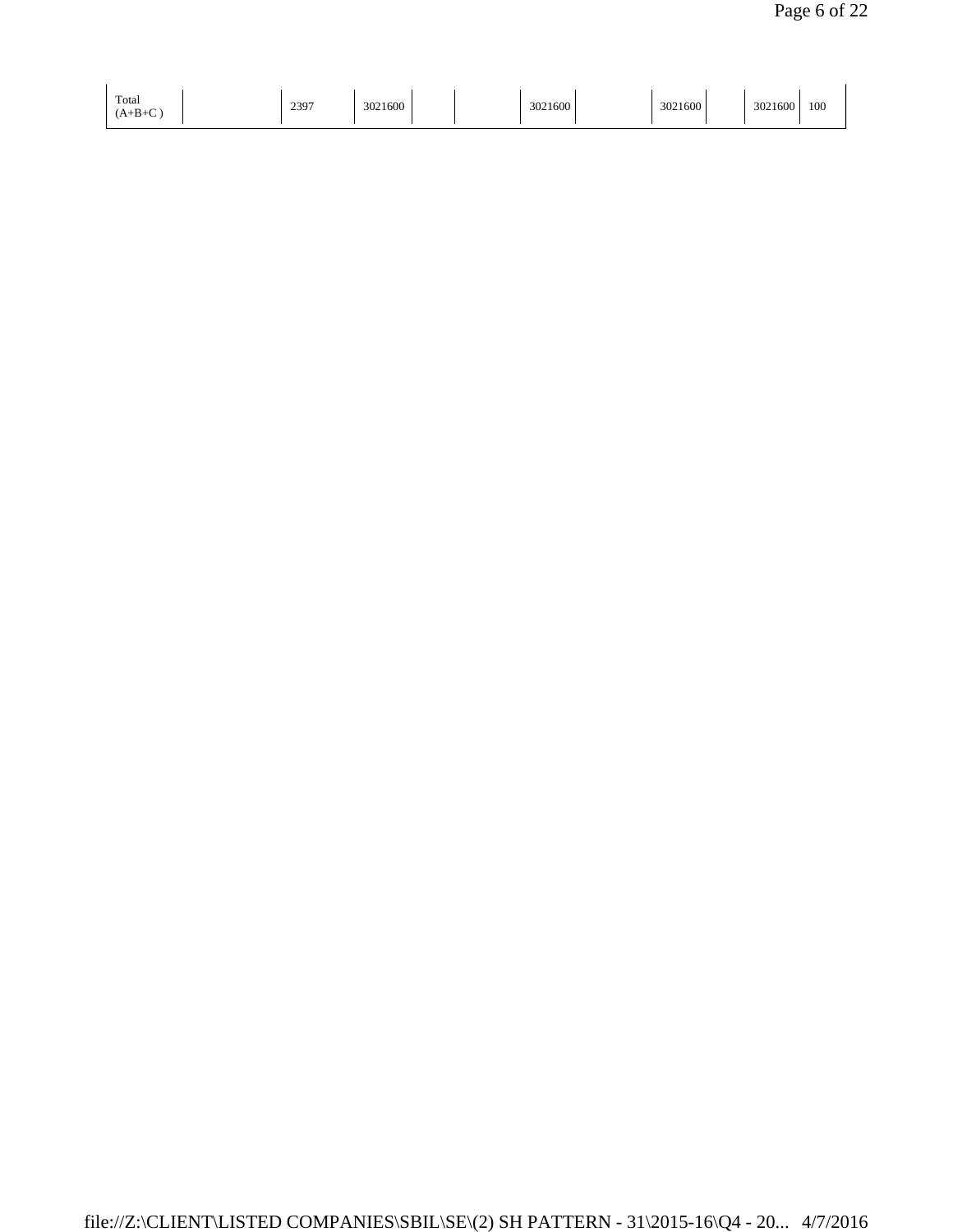| Total (A+B+C ) | | 2397 | 3021600 | | | 3021600 | | 3021600 | | 3021600 | 100 |
|---|---|---|---|---|---|---|---|---|---|---|---|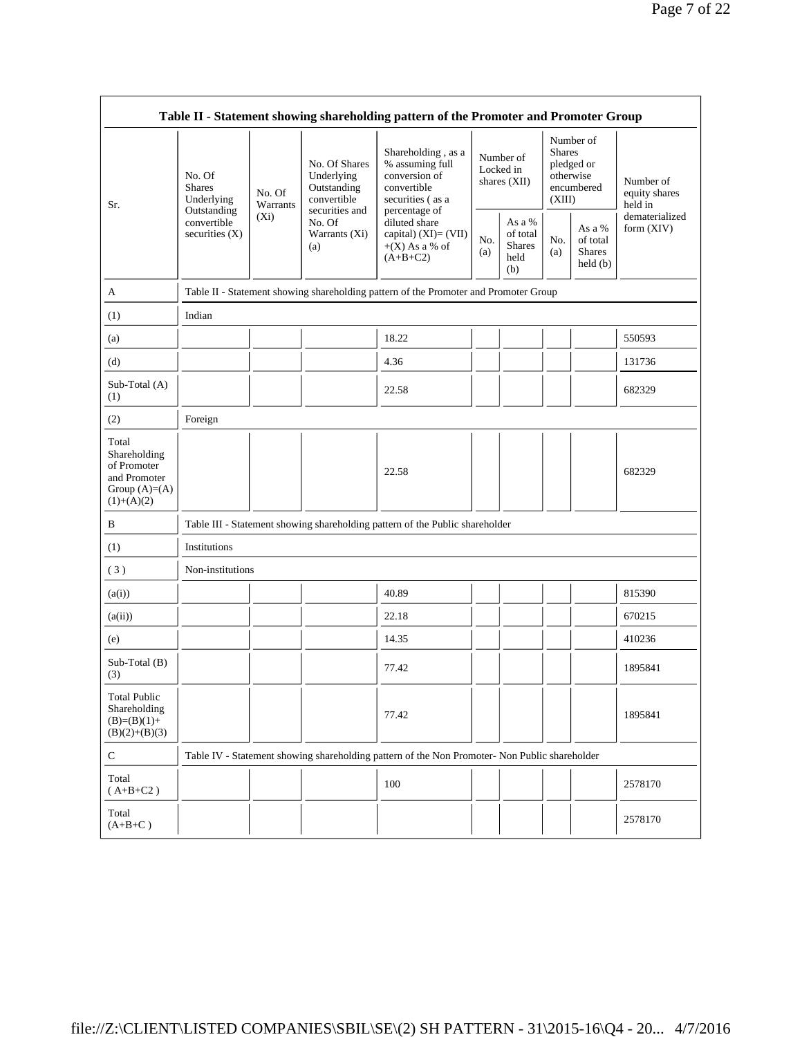| Table II - Statement showing shareholding pattern of the Promoter and Promoter Group | | | | | | | | | |
|---|---|---|---|---|---|---|---|---|---|
| Sr. | No. Of Shares Underlying Outstanding convertible securities (X) | No. Of Warrants (Xi) | No. Of Shares Underlying Outstanding convertible securities and No. Of Warrants (Xi) (a) | Shareholding , as a % assuming full conversion of convertible securities ( as a percentage of diluted share capital) (XI)= (VII)+(X) As a % of (A+B+C2) | Number of Locked in shares (XII) | | Number of Shares pledged or otherwise encumbered (XIII) | | Number of equity shares held in dematerialized form (XIV) |
| | | | | | No. (a) | As a % of total Shares held (b) | No. (a) | As a % of total Shares held (b) | |
| A | Table II - Statement showing shareholding pattern of the Promoter and Promoter Group | | | | | | | | |
| (1) | Indian | | | | | | | | |
| (a) | | | | 18.22 | | | | | 550593 |
| (d) | | | | 4.36 | | | | | 131736 |
| Sub-Total (A) (1) | | | | 22.58 | | | | | 682329 |
| (2) | Foreign | | | | | | | | |
| Total Shareholding of Promoter and Promoter Group (A)=(A)(1)+(A)(2) | | | | 22.58 | | | | | 682329 |
| B | Table III - Statement showing shareholding pattern of the Public shareholder | | | | | | | | |
| (1) | Institutions | | | | | | | | |
| ( 3 ) | Non-institutions | | | | | | | | |
| (a(i)) | | | | 40.89 | | | | | 815390 |
| (a(ii)) | | | | 22.18 | | | | | 670215 |
| (e) | | | | 14.35 | | | | | 410236 |
| Sub-Total (B) (3) | | | | 77.42 | | | | | 1895841 |
| Total Public Shareholding (B)=(B)(1)+(B)(2)+(B)(3) | | | | 77.42 | | | | | 1895841 |
| C | Table IV - Statement showing shareholding pattern of the Non Promoter- Non Public shareholder | | | | | | | | |
| Total ( A+B+C2 ) | | | | 100 | | | | | 2578170 |
| Total (A+B+C ) | | | | | | | | | 2578170 |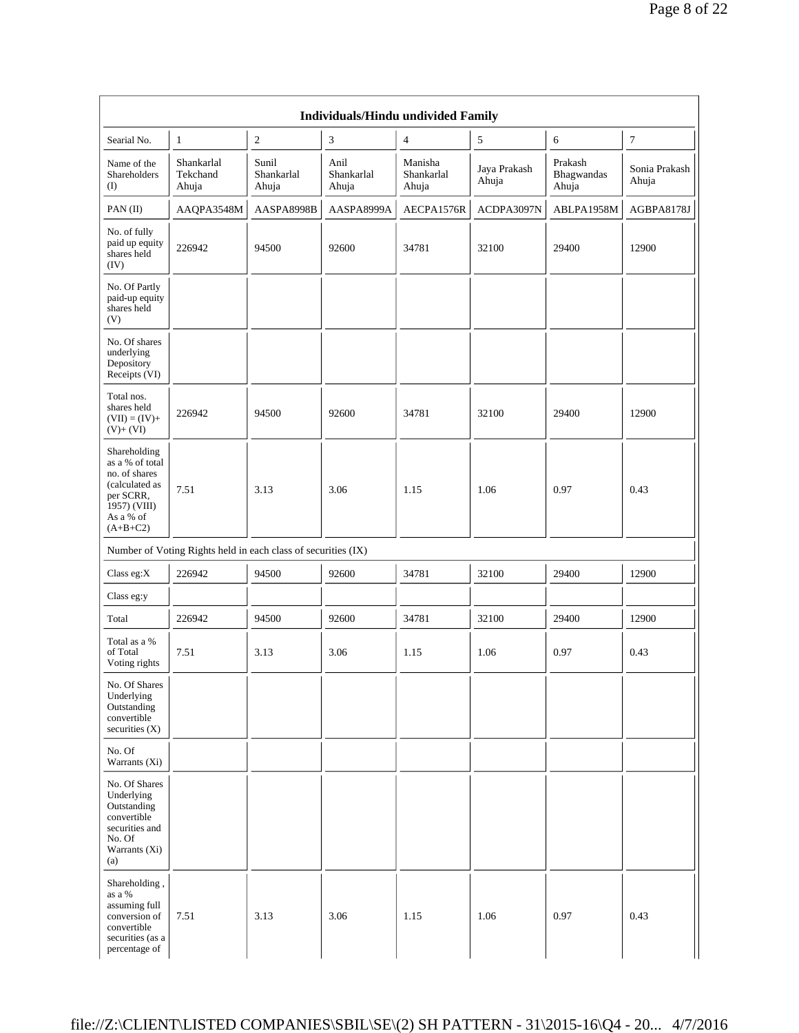| Individuals/Hindu undivided Family | | | | | | | |
|---|---|---|---|---|---|---|---|
| Searial No. | 1 | 2 | 3 | 4 | 5 | 6 | 7 |
| Name of the Shareholders (I) | Shankarlal Tekchand Ahuja | Sunil Shankarlal Ahuja | Anil Shankarlal Ahuja | Manisha Shankarlal Ahuja | Jaya Prakash Ahuja | Prakash Bhagwandas Ahuja | Sonia Prakash Ahuja |
| PAN (II) | AAQPA3548M | AASPA8998B | AASPA8999A | AECPA1576R | ACDPA3097N | ABLPA1958M | AGBPA8178J |
| No. of fully paid up equity shares held (IV) | 226942 | 94500 | 92600 | 34781 | 32100 | 29400 | 12900 |
| No. Of Partly paid-up equity shares held (V) | | | | | | | |
| No. Of shares underlying Depository Receipts (VI) | | | | | | | |
| Total nos. shares held (VII) = (IV)+ (V)+ (VI) | 226942 | 94500 | 92600 | 34781 | 32100 | 29400 | 12900 |
| Shareholding as a % of total no. of shares (calculated as per SCRR, 1957) (VIII) As a % of (A+B+C2) | 7.51 | 3.13 | 3.06 | 1.15 | 1.06 | 0.97 | 0.43 |
| Number of Voting Rights held in each class of securities (IX) | | | | | | | |
| Class eg:X | 226942 | 94500 | 92600 | 34781 | 32100 | 29400 | 12900 |
| Class eg:y | | | | | | | |
| Total | 226942 | 94500 | 92600 | 34781 | 32100 | 29400 | 12900 |
| Total as a % of Total Voting rights | 7.51 | 3.13 | 3.06 | 1.15 | 1.06 | 0.97 | 0.43 |
| No. Of Shares Underlying Outstanding convertible securities (X) | | | | | | | |
| No. Of Warrants (Xi) | | | | | | | |
| No. Of Shares Underlying Outstanding convertible securities and No. Of Warrants (Xi) (a) | | | | | | | |
| Shareholding , as a % assuming full conversion of convertible securities (as a percentage of | 7.51 | 3.13 | 3.06 | 1.15 | 1.06 | 0.97 | 0.43 |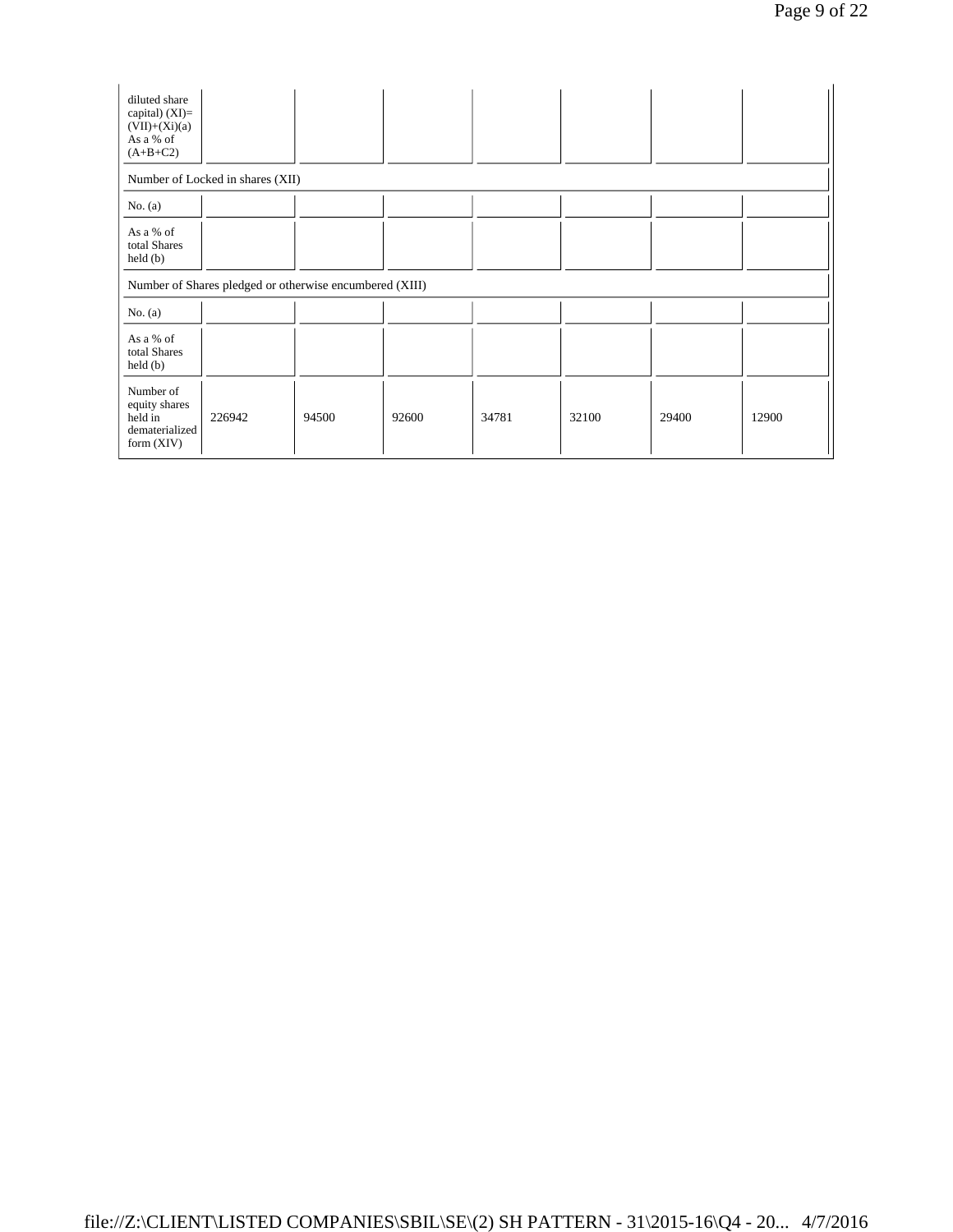| | | | | | | | |
|---|---|---|---|---|---|---|---|
| diluted share capital) (XI)= (VII)+(Xi)(a) As a % of (A+B+C2) | | | | | | | |
| Number of Locked in shares (XII) | | | | | | | |
| No. (a) | | | | | | | |
| As a % of total Shares held (b) | | | | | | | |
| Number of Shares pledged or otherwise encumbered (XIII) | | | | | | | |
| No. (a) | | | | | | | |
| As a % of total Shares held (b) | | | | | | | |
| Number of equity shares held in dematerialized form (XIV) | 226942 | 94500 | 92600 | 34781 | 32100 | 29400 | 12900 |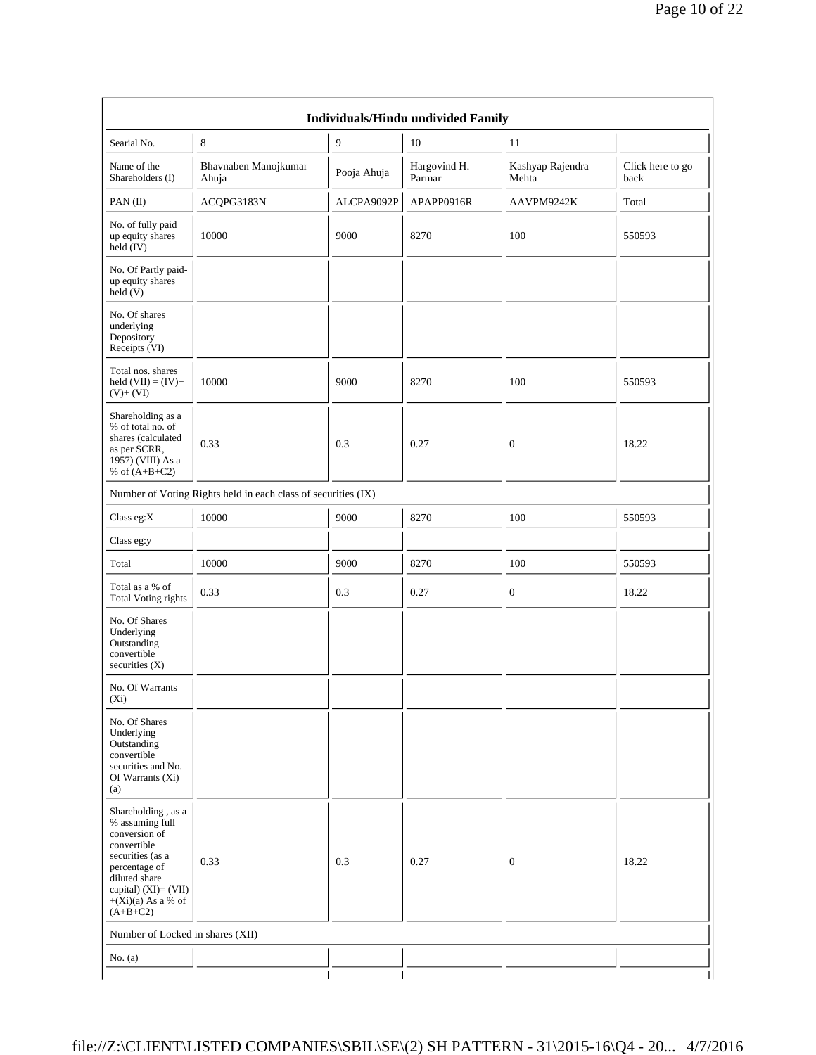| Individuals/Hindu undivided Family | | | | | |
|---|---|---|---|---|---|
| Searial No. | 8 | 9 | 10 | 11 | |
| Name of the Shareholders (I) | Bhavnaben Manojkumar Ahuja | Pooja Ahuja | Hargovind H. Parmar | Kashyap Rajendra Mehta | Click here to go back |
| PAN (II) | ACQPG3183N | ALCPA9092P | APAPP0916R | AAVPM9242K | Total |
| No. of fully paid up equity shares held (IV) | 10000 | 9000 | 8270 | 100 | 550593 |
| No. Of Partly paid-up equity shares held (V) | | | | | |
| No. Of shares underlying Depository Receipts (VI) | | | | | |
| Total nos. shares held (VII) = (IV)+ (V)+ (VI) | 10000 | 9000 | 8270 | 100 | 550593 |
| Shareholding as a % of total no. of shares (calculated as per SCRR, 1957) (VIII) As a % of (A+B+C2) | 0.33 | 0.3 | 0.27 | 0 | 18.22 |
| Number of Voting Rights held in each class of securities (IX) | | | | | |
| Class eg:X | 10000 | 9000 | 8270 | 100 | 550593 |
| Class eg:y | | | | | |
| Total | 10000 | 9000 | 8270 | 100 | 550593 |
| Total as a % of Total Voting rights | 0.33 | 0.3 | 0.27 | 0 | 18.22 |
| No. Of Shares Underlying Outstanding convertible securities (X) | | | | | |
| No. Of Warrants (Xi) | | | | | |
| No. Of Shares Underlying Outstanding convertible securities and No. Of Warrants (Xi) (a) | | | | | |
| Shareholding , as a % assuming full conversion of convertible securities (as a percentage of diluted share capital) (XI)= (VII)+(Xi)(a) As a % of (A+B+C2) | 0.33 | 0.3 | 0.27 | 0 | 18.22 |
| Number of Locked in shares (XII) | | | | | |
| No. (a) | | | | | |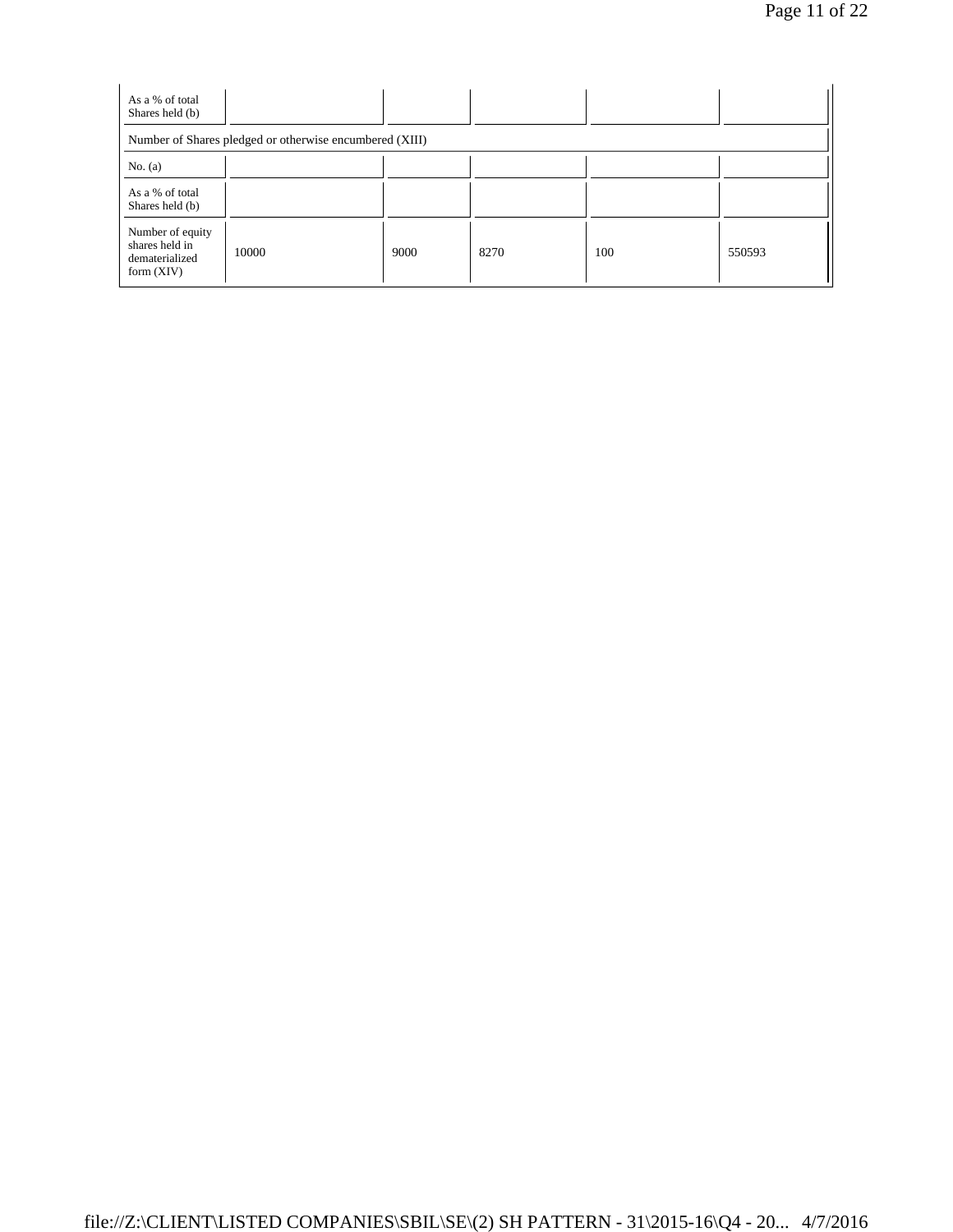| | | | | | |
|---|---|---|---|---|---|
| As a % of total Shares held (b) | | | | | |
| Number of Shares pledged or otherwise encumbered (XIII) | | | | | |
| No. (a) | | | | | |
| As a % of total Shares held (b) | | | | | |
| Number of equity shares held in dematerialized form (XIV) | 10000 | 9000 | 8270 | 100 | 550593 |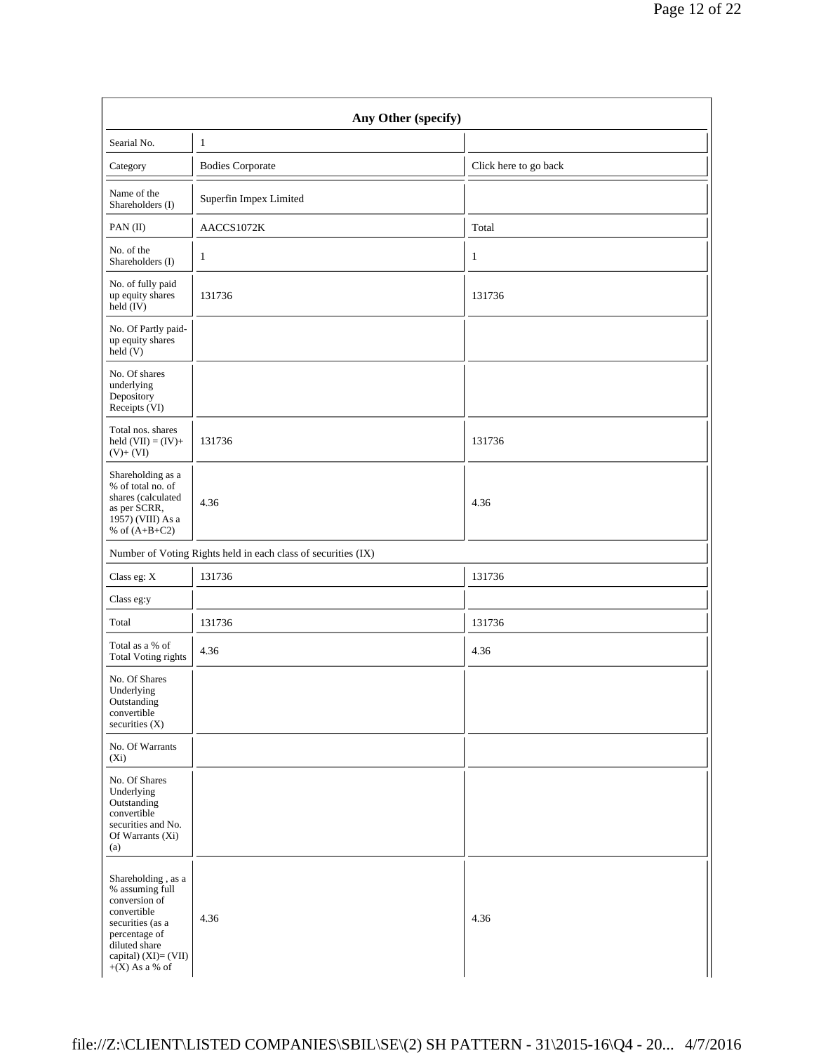| Any Other (specify) | | |
|---|---|---|
| Searial No. | 1 | |
| Category | Bodies Corporate | Click here to go back |
| Name of the Shareholders (I) | Superfin Impex Limited | |
| PAN (II) | AACCS1072K | Total |
| No. of the Shareholders (I) | 1 | 1 |
| No. of fully paid up equity shares held (IV) | 131736 | 131736 |
| No. Of Partly paid-up equity shares held (V) | | |
| No. Of shares underlying Depository Receipts (VI) | | |
| Total nos. shares held (VII) = (IV)+ (V)+ (VI) | 131736 | 131736 |
| Shareholding as a % of total no. of shares (calculated as per SCRR, 1957) (VIII) As a % of (A+B+C2) | 4.36 | 4.36 |
| Number of Voting Rights held in each class of securities (IX) | | |
| Class eg: X | 131736 | 131736 |
| Class eg:y | | |
| Total | 131736 | 131736 |
| Total as a % of Total Voting rights | 4.36 | 4.36 |
| No. Of Shares Underlying Outstanding convertible securities (X) | | |
| No. Of Warrants (Xi) | | |
| No. Of Shares Underlying Outstanding convertible securities and No. Of Warrants (Xi) (a) | | |
| Shareholding , as a % assuming full conversion of convertible securities (as a percentage of diluted share capital) (XI)= (VII) +(X) As a % of | 4.36 | 4.36 |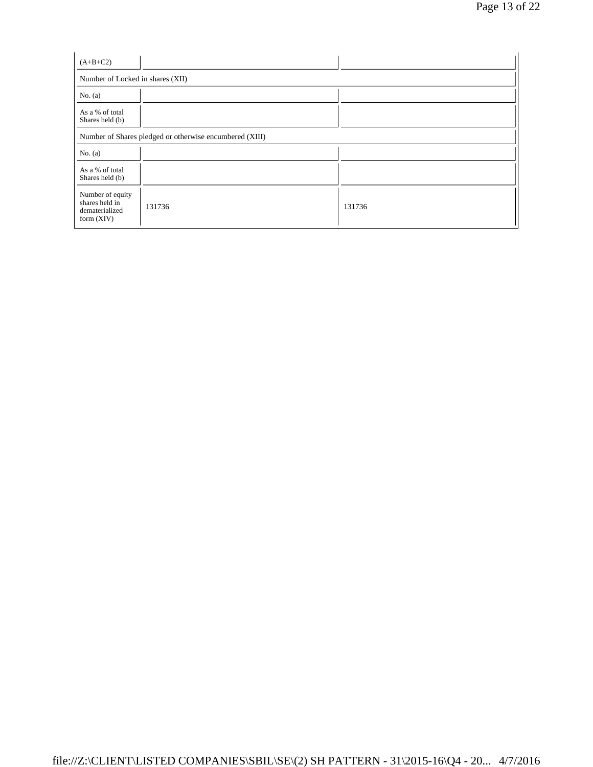| | | |
|---|---|---|
| (A+B+C2) | | |
| Number of Locked in shares (XII) | | |
| No. (a) | | |
| As a % of total Shares held (b) | | |
| Number of Shares pledged or otherwise encumbered (XIII) | | |
| No. (a) | | |
| As a % of total Shares held (b) | | |
| Number of equity shares held in dematerialized form (XIV) | 131736 | 131736 |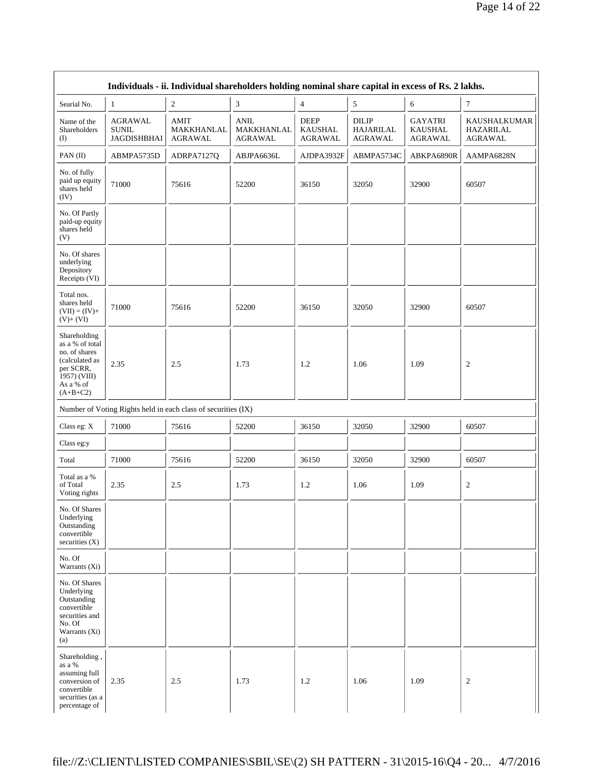| Individuals - ii. Individual shareholders holding nominal share capital in excess of Rs. 2 lakhs. | | | | | | | |
|---|---|---|---|---|---|---|---|
| Searial No. | 1 | 2 | 3 | 4 | 5 | 6 | 7 |
| Name of the Shareholders (I) | AGRAWAL SUNIL JAGDISHBHAI | AMIT MAKKHANLAL AGRAWAL | ANIL MAKKHANLAL AGRAWAL | DEEP KAUSHAL AGRAWAL | DILIP HAJARILAL AGRAWAL | GAYATRI KAUSHAL AGRAWAL | KAUSHALKUMAR HAZARILAL AGRAWAL |
| PAN (II) | ABMPA5735D | ADRPA7127Q | ABJPA6636L | AJDPA3932F | ABMPA5734C | ABKPA6890R | AAMPA6828N |
| No. of fully paid up equity shares held (IV) | 71000 | 75616 | 52200 | 36150 | 32050 | 32900 | 60507 |
| No. Of Partly paid-up equity shares held (V) | | | | | | | |
| No. Of shares underlying Depository Receipts (VI) | | | | | | | |
| Total nos. shares held (VII) = (IV)+ (V)+ (VI) | 71000 | 75616 | 52200 | 36150 | 32050 | 32900 | 60507 |
| Shareholding as a % of total no. of shares (calculated as per SCRR, 1957) (VIII) As a % of (A+B+C2) | 2.35 | 2.5 | 1.73 | 1.2 | 1.06 | 1.09 | 2 |
| Number of Voting Rights held in each class of securities (IX) | | | | | | | |
| Class eg: X | 71000 | 75616 | 52200 | 36150 | 32050 | 32900 | 60507 |
| Class eg:y | | | | | | | |
| Total | 71000 | 75616 | 52200 | 36150 | 32050 | 32900 | 60507 |
| Total as a % of Total Voting rights | 2.35 | 2.5 | 1.73 | 1.2 | 1.06 | 1.09 | 2 |
| No. Of Shares Underlying Outstanding convertible securities (X) | | | | | | | |
| No. Of Warrants (Xi) | | | | | | | |
| No. Of Shares Underlying Outstanding convertible securities and No. Of Warrants (Xi) (a) | | | | | | | |
| Shareholding , as a % assuming full conversion of convertible securities (as a percentage of | 2.35 | 2.5 | 1.73 | 1.2 | 1.06 | 1.09 | 2 |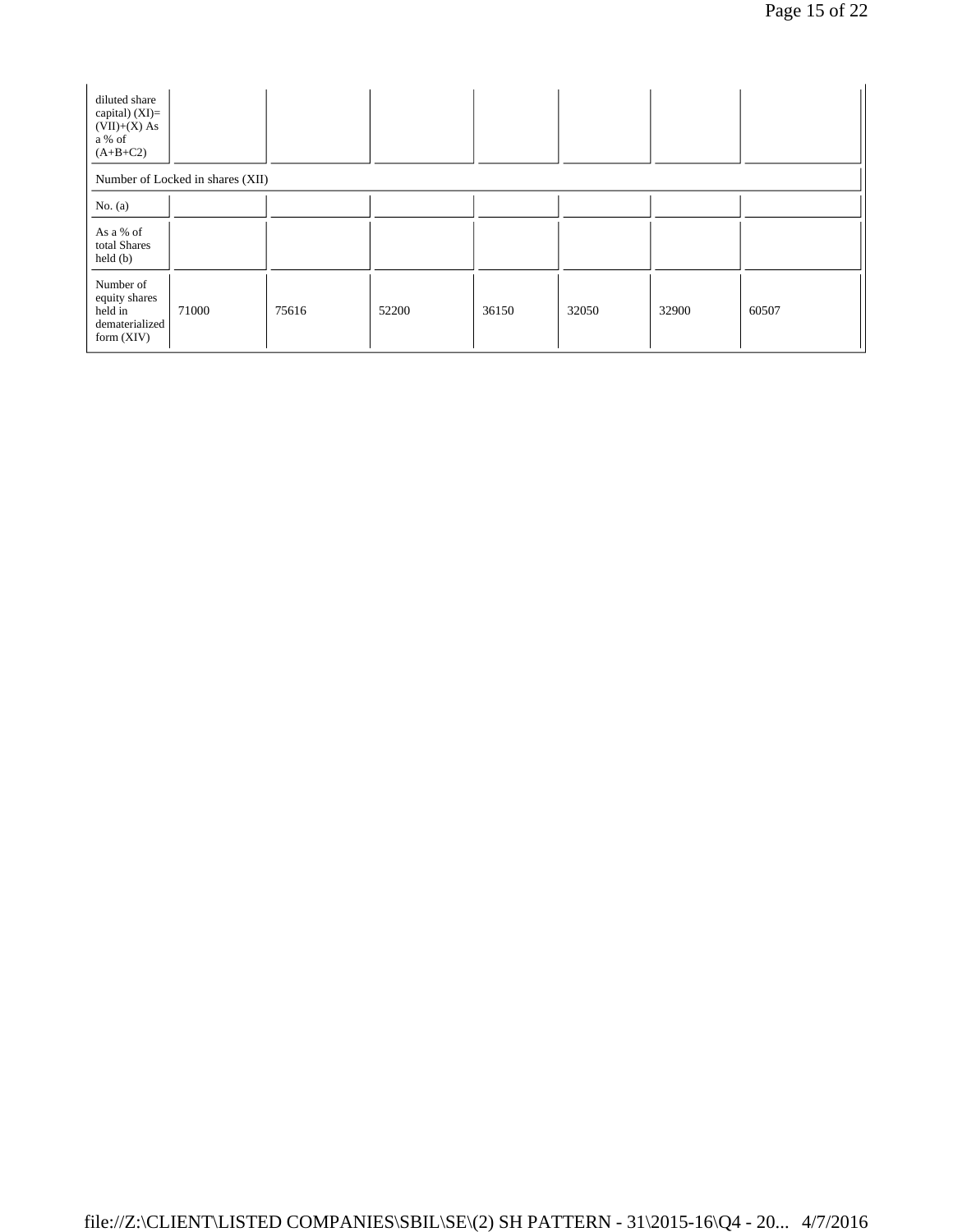| | | | | | | | |
|---|---|---|---|---|---|---|---|
| diluted share capital) (XI)= (VII)+(X) As a % of (A+B+C2) | | | | | | | |
| Number of Locked in shares (XII) | | | | | | | |
| No. (a) | | | | | | | |
| As a % of total Shares held (b) | | | | | | | |
| Number of equity shares held in dematerialized form (XIV) | 71000 | 75616 | 52200 | 36150 | 32050 | 32900 | 60507 |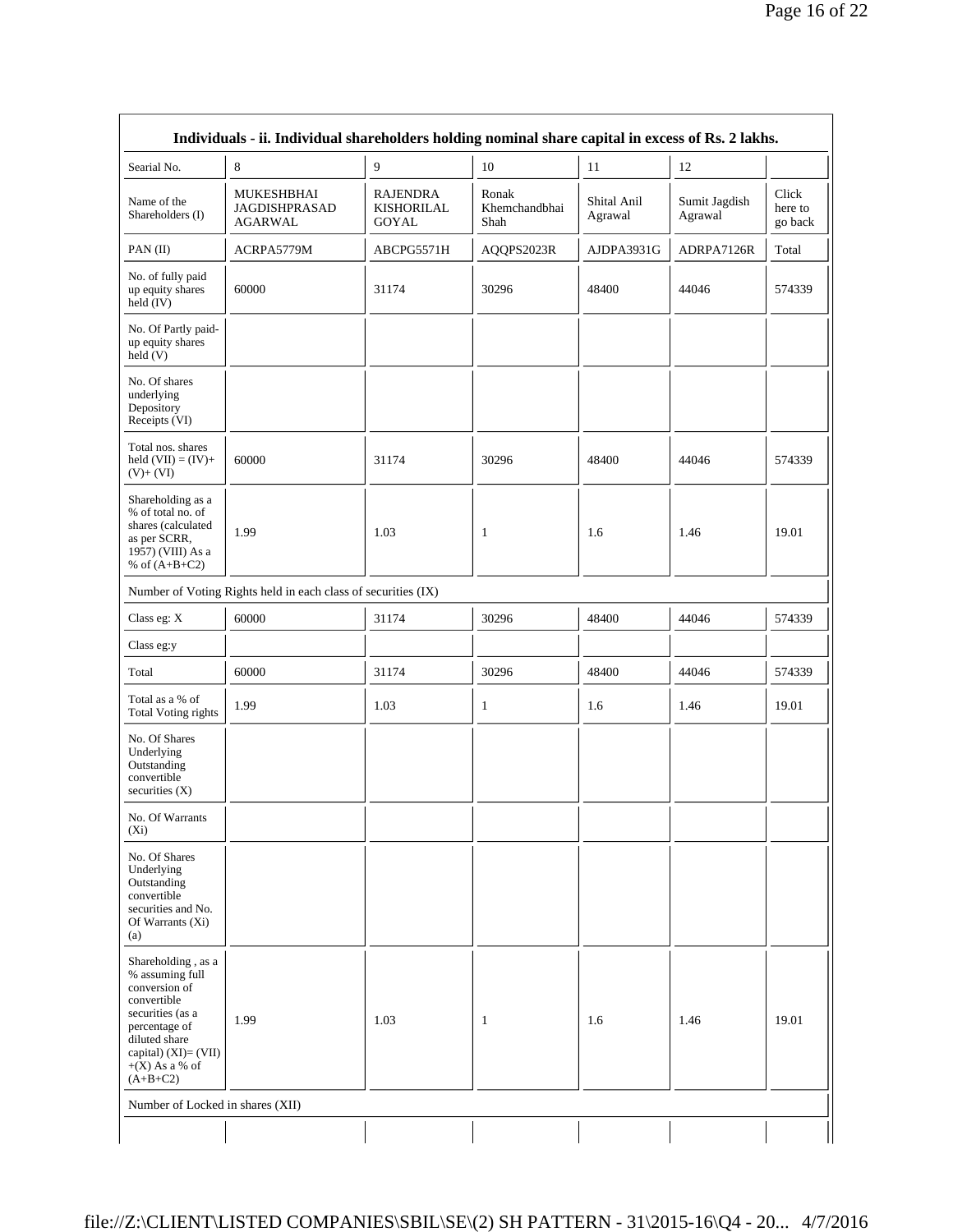| Individuals - ii. Individual shareholders holding nominal share capital in excess of Rs. 2 lakhs. | | | | | | |
|---|---|---|---|---|---|---|
| Searial No. | 8 | 9 | 10 | 11 | 12 | |
| Name of the Shareholders (I) | MUKESHBHAI JAGDISHPRASAD AGARWAL | RAJENDRA KISHORILAL GOYAL | Ronak Khemchandbhai Shah | Shital Anil Agrawal | Sumit Jagdish Agrawal | Click here to go back |
| PAN (II) | ACRPA5779M | ABCPG5571H | AQQPS2023R | AJDPA3931G | ADRPA7126R | Total |
| No. of fully paid up equity shares held (IV) | 60000 | 31174 | 30296 | 48400 | 44046 | 574339 |
| No. Of Partly paid-up equity shares held (V) | | | | | | |
| No. Of shares underlying Depository Receipts (VI) | | | | | | |
| Total nos. shares held (VII) = (IV)+ (V)+ (VI) | 60000 | 31174 | 30296 | 48400 | 44046 | 574339 |
| Shareholding as a % of total no. of shares (calculated as per SCRR, 1957) (VIII) As a % of (A+B+C2) | 1.99 | 1.03 | 1 | 1.6 | 1.46 | 19.01 |
| Number of Voting Rights held in each class of securities (IX) | | | | | | |
| Class eg: X | 60000 | 31174 | 30296 | 48400 | 44046 | 574339 |
| Class eg:y | | | | | | |
| Total | 60000 | 31174 | 30296 | 48400 | 44046 | 574339 |
| Total as a % of Total Voting rights | 1.99 | 1.03 | 1 | 1.6 | 1.46 | 19.01 |
| No. Of Shares Underlying Outstanding convertible securities (X) | | | | | | |
| No. Of Warrants (Xi) | | | | | | |
| No. Of Shares Underlying Outstanding convertible securities and No. Of Warrants (Xi) (a) | | | | | | |
| Shareholding , as a % assuming full conversion of convertible securities (as a percentage of diluted share capital) (XI)= (VII)+(X) As a % of (A+B+C2) | 1.99 | 1.03 | 1 | 1.6 | 1.46 | 19.01 |
| Number of Locked in shares (XII) | | | | | | |
| | | | | | | |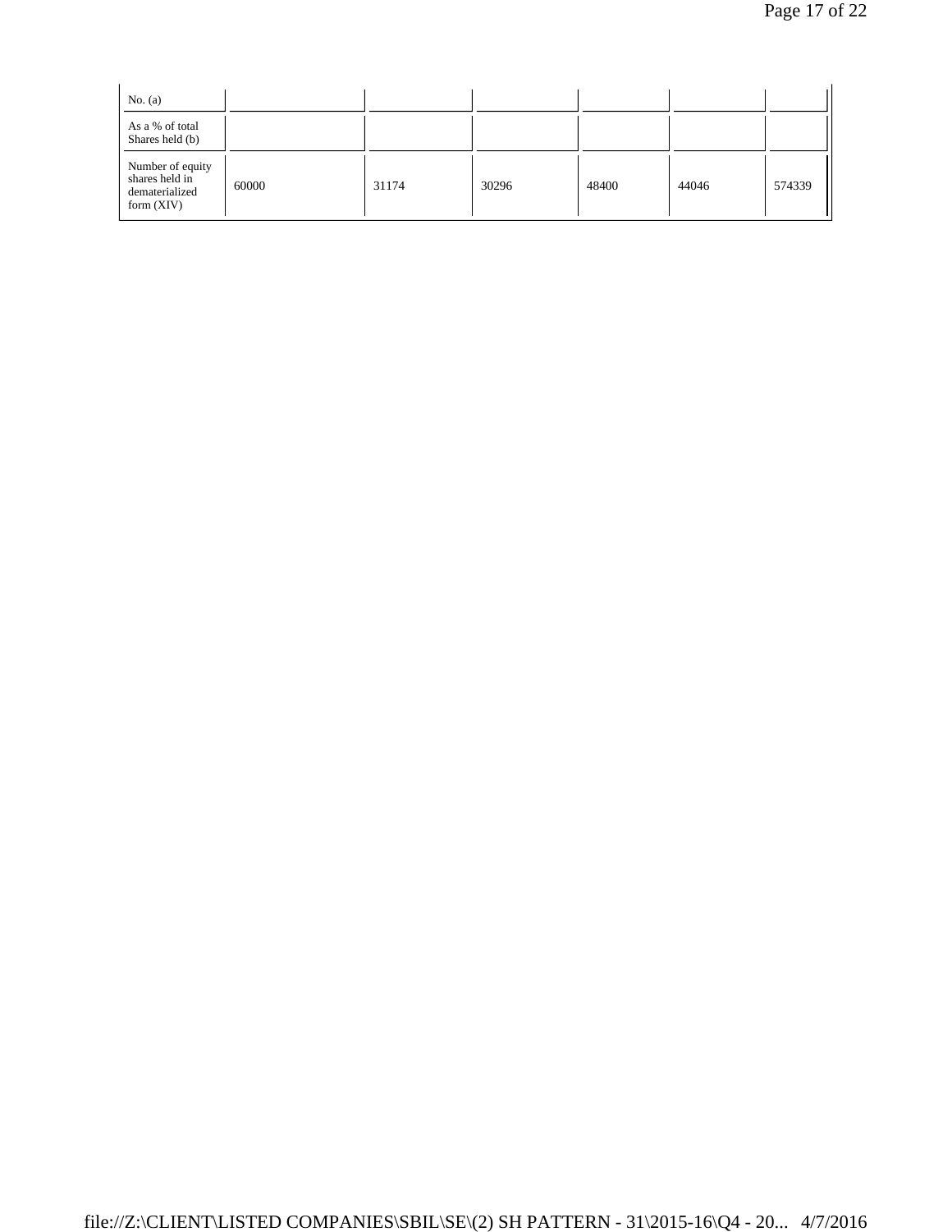| | | | | | | |
|---|---|---|---|---|---|---|
| No. (a) | | | | | | |
| As a % of total Shares held (b) | | | | | | |
| Number of equity shares held in dematerialized form (XIV) | 60000 | 31174 | 30296 | 48400 | 44046 | 574339 |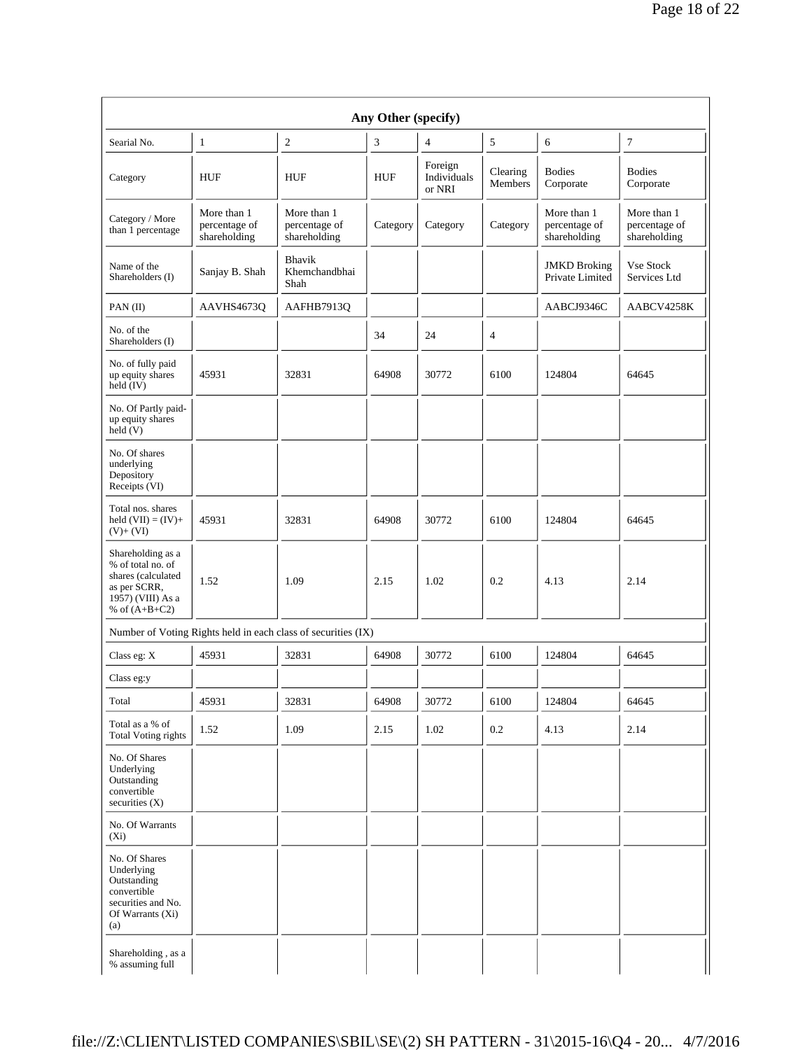| Any Other (specify) | | | | | | | |
|---|---|---|---|---|---|---|---|
| Searial No. | 1 | 2 | 3 | 4 | 5 | 6 | 7 |
| Category | HUF | HUF | HUF | Foreign Individuals or NRI | Clearing Members | Bodies Corporate | Bodies Corporate |
| Category / More than 1 percentage | More than 1 percentage of shareholding | More than 1 percentage of shareholding | Category | Category | Category | More than 1 percentage of shareholding | More than 1 percentage of shareholding |
| Name of the Shareholders (I) | Sanjay B. Shah | Bhavik Khemchandbhai Shah | | | | JMKD Broking Private Limited | Vse Stock Services Ltd |
| PAN (II) | AAVHS4673Q | AAFHB7913Q | | | | AABCJ9346C | AABCV4258K |
| No. of the Shareholders (I) | | | 34 | 24 | 4 | | |
| No. of fully paid up equity shares held (IV) | 45931 | 32831 | 64908 | 30772 | 6100 | 124804 | 64645 |
| No. Of Partly paid-up equity shares held (V) | | | | | | | |
| No. Of shares underlying Depository Receipts (VI) | | | | | | | |
| Total nos. shares held (VII) = (IV)+(V)+ (VI) | 45931 | 32831 | 64908 | 30772 | 6100 | 124804 | 64645 |
| Shareholding as a % of total no. of shares (calculated as per SCRR, 1957) (VIII) As a % of (A+B+C2) | 1.52 | 1.09 | 2.15 | 1.02 | 0.2 | 4.13 | 2.14 |
| Number of Voting Rights held in each class of securities (IX) | | | | | | | |
| Class eg: X | 45931 | 32831 | 64908 | 30772 | 6100 | 124804 | 64645 |
| Class eg:y | | | | | | | |
| Total | 45931 | 32831 | 64908 | 30772 | 6100 | 124804 | 64645 |
| Total as a % of Total Voting rights | 1.52 | 1.09 | 2.15 | 1.02 | 0.2 | 4.13 | 2.14 |
| No. Of Shares Underlying Outstanding convertible securities (X) | | | | | | | |
| No. Of Warrants (Xi) | | | | | | | |
| No. Of Shares Underlying Outstanding convertible securities and No. Of Warrants (Xi) (a) | | | | | | | |
| Shareholding , as a % assuming full | | | | | | | |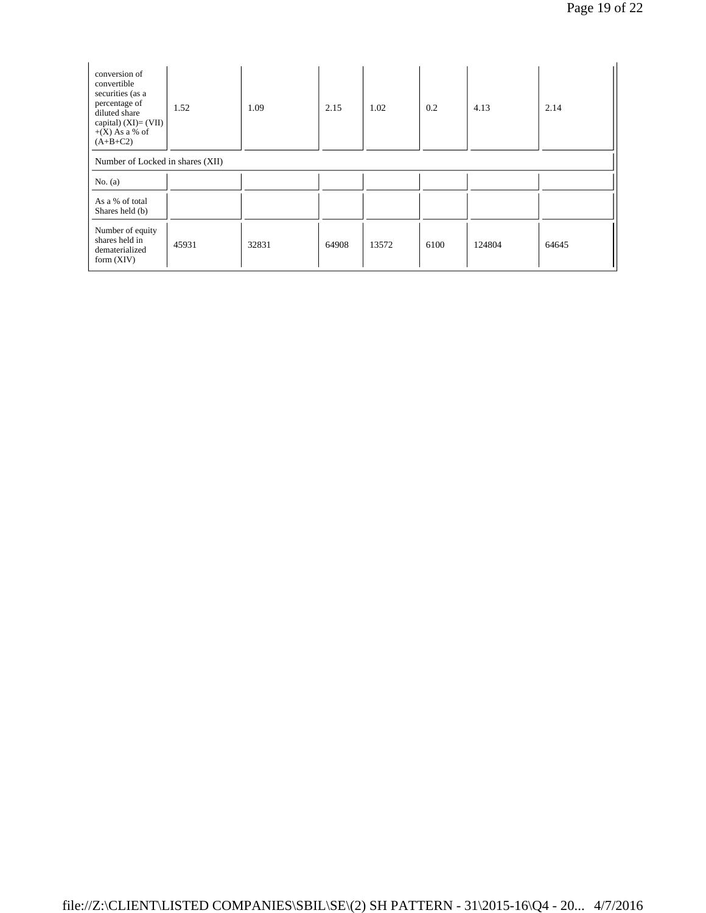| | | | | | | | |
|---|---|---|---|---|---|---|---|
| conversion of convertible securities (as a percentage of diluted share capital) (XI)= (VII) +(X) As a % of (A+B+C2) | 1.52 | 1.09 | 2.15 | 1.02 | 0.2 | 4.13 | 2.14 |
| Number of Locked in shares (XII) | | | | | | | |
| No. (a) | | | | | | | |
| As a % of total Shares held (b) | | | | | | | |
| Number of equity shares held in dematerialized form (XIV) | 45931 | 32831 | 64908 | 13572 | 6100 | 124804 | 64645 |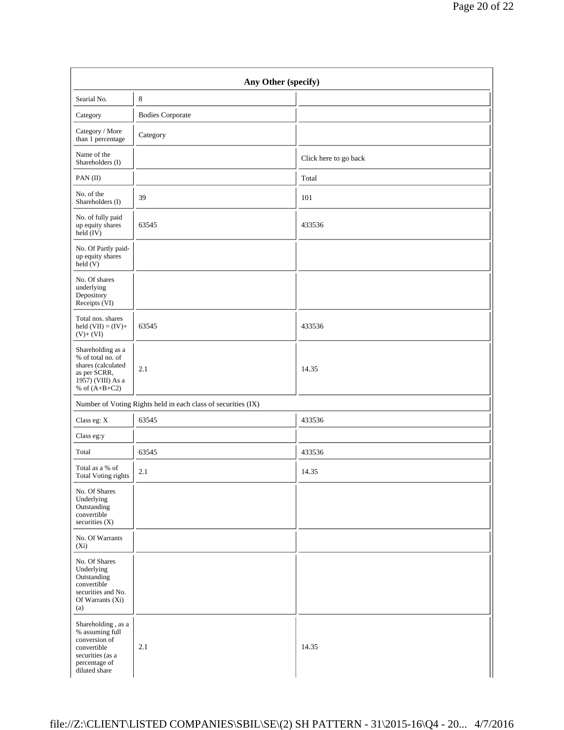| Any Other (specify) | | |
|---|---|---|
| Searial No. | 8 | |
| Category | Bodies Corporate | |
| Category / More than 1 percentage | Category | |
| Name of the Shareholders (I) | | Click here to go back |
| PAN (II) | | Total |
| No. of the Shareholders (I) | 39 | 101 |
| No. of fully paid up equity shares held (IV) | 63545 | 433536 |
| No. Of Partly paid-up equity shares held (V) | | |
| No. Of shares underlying Depository Receipts (VI) | | |
| Total nos. shares held (VII) = (IV)+ (V)+ (VI) | 63545 | 433536 |
| Shareholding as a % of total no. of shares (calculated as per SCRR, 1957) (VIII) As a % of (A+B+C2) | 2.1 | 14.35 |
| Number of Voting Rights held in each class of securities (IX) | | |
| Class eg: X | 63545 | 433536 |
| Class eg:y | | |
| Total | 63545 | 433536 |
| Total as a % of Total Voting rights | 2.1 | 14.35 |
| No. Of Shares Underlying Outstanding convertible securities (X) | | |
| No. Of Warrants (Xi) | | |
| No. Of Shares Underlying Outstanding convertible securities and No. Of Warrants (Xi) (a) | | |
| Shareholding , as a % assuming full conversion of convertible securities (as a percentage of diluted share | 2.1 | 14.35 |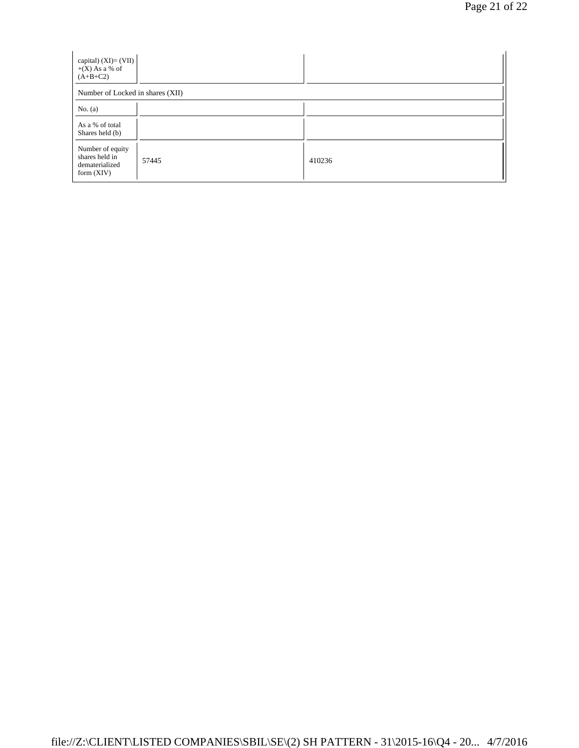| | | |
|---|---|---|
| capital) (XI)= (VII) +(X) As a % of (A+B+C2) | | |
| Number of Locked in shares (XII) | | |
| No. (a) | | |
| As a % of total Shares held (b) | | |
| Number of equity shares held in dematerialized form (XIV) | 57445 | 410236 |